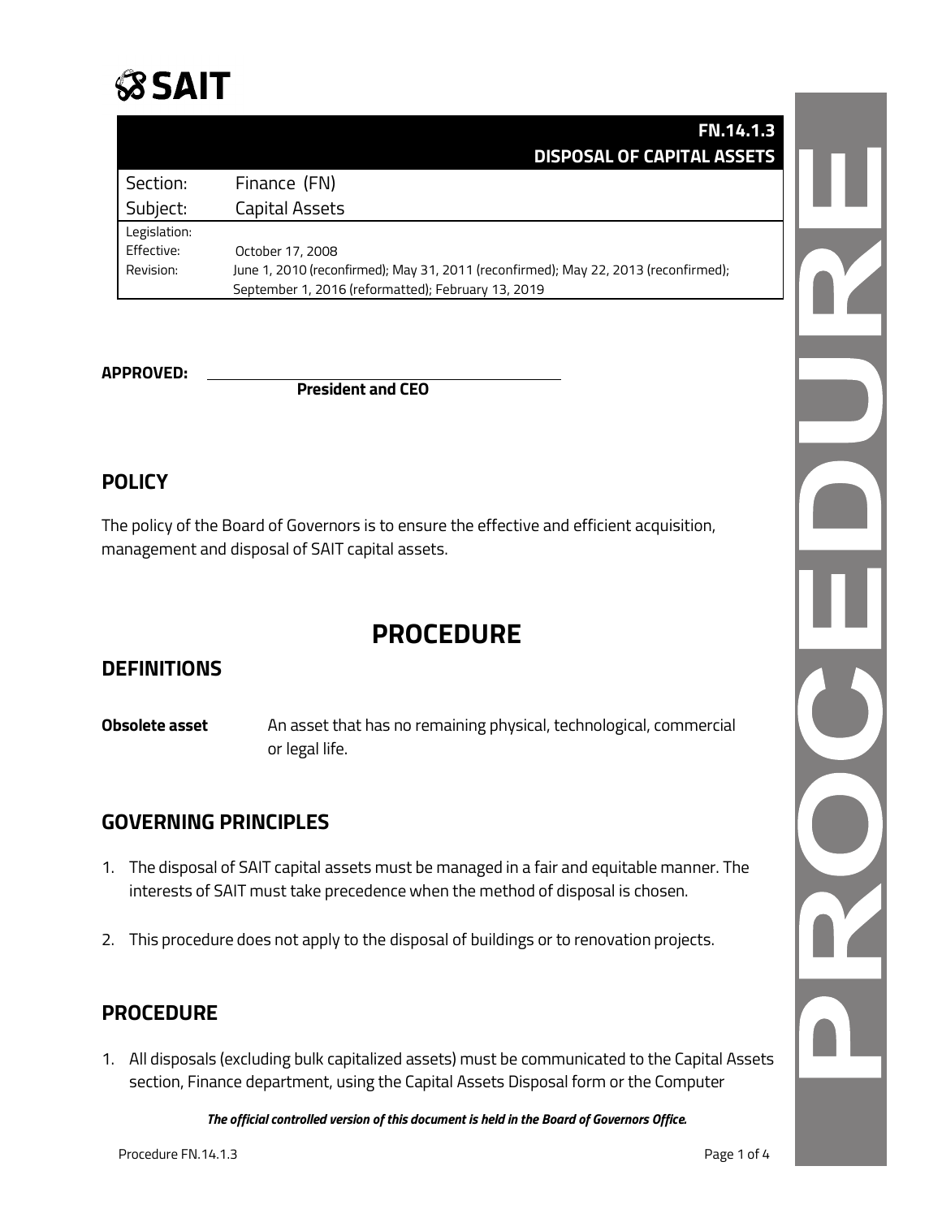# SAIT

| | FN.14.1.3<br>DISPOSAL OF CAPITAL ASSETS |
|---|---|
| Section: | Finance (FN) |
| Subject: | Capital Assets |
| Legislation: | |
| Effective: | October 17, 2008 |
| Revision: | June 1, 2010 (reconfirmed); May 31, 2011 (reconfirmed); May 22, 2013 (reconfirmed); September 1, 2016 (reformatted); February 13, 2019 |

**APPROVED:** ______________________________
**President and CEO**

## POLICY

The policy of the Board of Governors is to ensure the effective and efficient acquisition, management and disposal of SAIT capital assets.

# PROCEDURE

## DEFINITIONS

**Obsolete asset** An asset that has no remaining physical, technological, commercial or legal life.

## GOVERNING PRINCIPLES

1. The disposal of SAIT capital assets must be managed in a fair and equitable manner. The interests of SAIT must take precedence when the method of disposal is chosen.
2. This procedure does not apply to the disposal of buildings or to renovation projects.

## PROCEDURE

1. All disposals (excluding bulk capitalized assets) must be communicated to the Capital Assets section, Finance department, using the Capital Assets Disposal form or the Computer

***The official controlled version of this document is held in the Board of Governors Office.***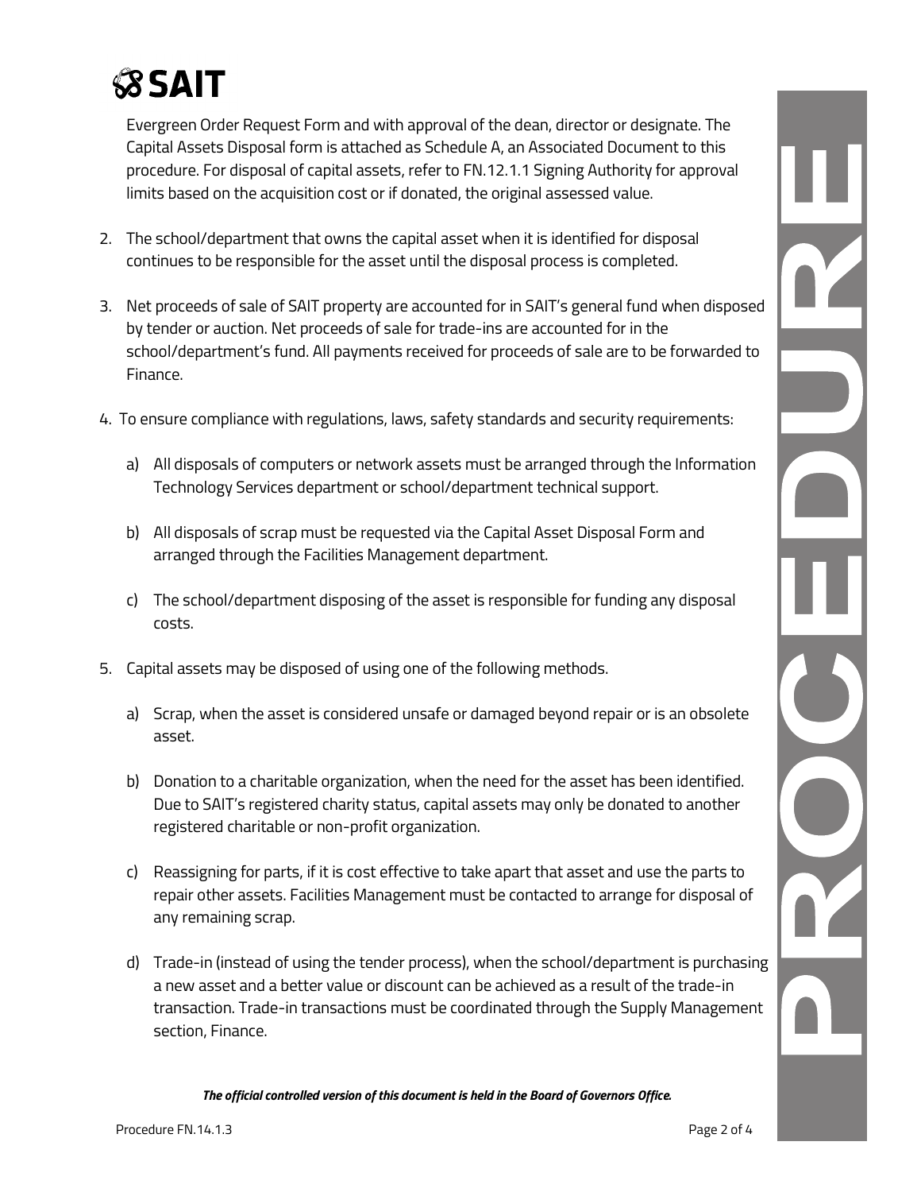Evergreen Order Request Form and with approval of the dean, director or designate. The Capital Assets Disposal form is attached as Schedule A, an Associated Document to this procedure. For disposal of capital assets, refer to FN.12.1.1 Signing Authority for approval limits based on the acquisition cost or if donated, the original assessed value.

2. The school/department that owns the capital asset when it is identified for disposal continues to be responsible for the asset until the disposal process is completed.

3. Net proceeds of sale of SAIT property are accounted for in SAIT's general fund when disposed by tender or auction. Net proceeds of sale for trade-ins are accounted for in the school/department's fund. All payments received for proceeds of sale are to be forwarded to Finance.

4. To ensure compliance with regulations, laws, safety standards and security requirements:

   a) All disposals of computers or network assets must be arranged through the Information Technology Services department or school/department technical support.

   b) All disposals of scrap must be requested via the Capital Asset Disposal Form and arranged through the Facilities Management department.

   c) The school/department disposing of the asset is responsible for funding any disposal costs.

5. Capital assets may be disposed of using one of the following methods.

   a) Scrap, when the asset is considered unsafe or damaged beyond repair or is an obsolete asset.

   b) Donation to a charitable organization, when the need for the asset has been identified. Due to SAIT's registered charity status, capital assets may only be donated to another registered charitable or non-profit organization.

   c) Reassigning for parts, if it is cost effective to take apart that asset and use the parts to repair other assets. Facilities Management must be contacted to arrange for disposal of any remaining scrap.

   d) Trade-in (instead of using the tender process), when the school/department is purchasing a new asset and a better value or discount can be achieved as a result of the trade-in transaction. Trade-in transactions must be coordinated through the Supply Management section, Finance.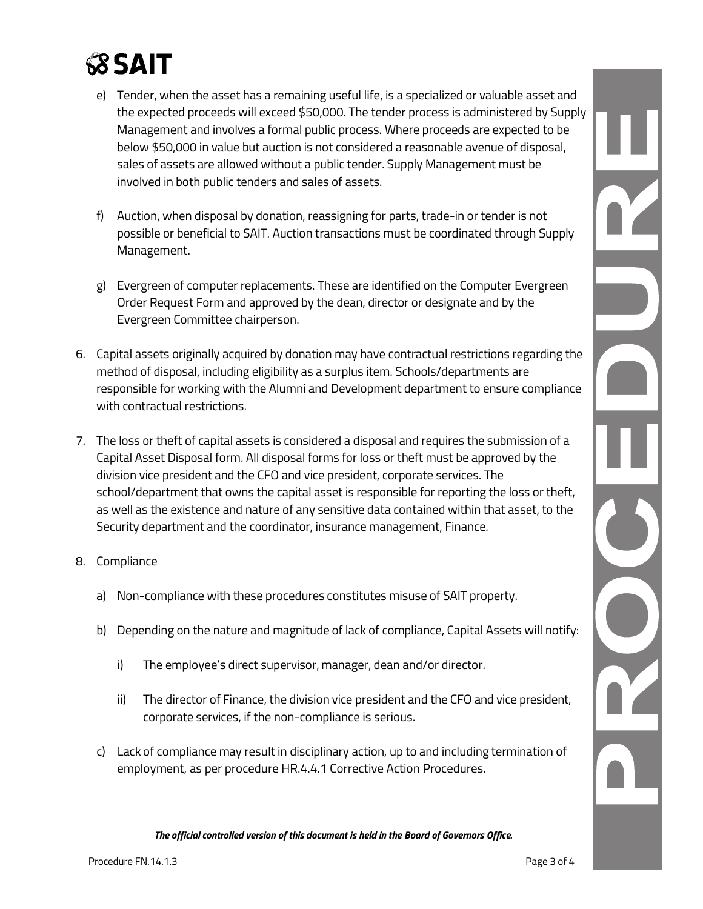e) Tender, when the asset has a remaining useful life, is a specialized or valuable asset and the expected proceeds will exceed $50,000. The tender process is administered by Supply Management and involves a formal public process. Where proceeds are expected to be below $50,000 in value but auction is not considered a reasonable avenue of disposal, sales of assets are allowed without a public tender. Supply Management must be involved in both public tenders and sales of assets.

f) Auction, when disposal by donation, reassigning for parts, trade-in or tender is not possible or beneficial to SAIT. Auction transactions must be coordinated through Supply Management.

g) Evergreen of computer replacements. These are identified on the Computer Evergreen Order Request Form and approved by the dean, director or designate and by the Evergreen Committee chairperson.

6. Capital assets originally acquired by donation may have contractual restrictions regarding the method of disposal, including eligibility as a surplus item. Schools/departments are responsible for working with the Alumni and Development department to ensure compliance with contractual restrictions.

7. The loss or theft of capital assets is considered a disposal and requires the submission of a Capital Asset Disposal form. All disposal forms for loss or theft must be approved by the division vice president and the CFO and vice president, corporate services. The school/department that owns the capital asset is responsible for reporting the loss or theft, as well as the existence and nature of any sensitive data contained within that asset, to the Security department and the coordinator, insurance management, Finance.

8. Compliance

   a) Non-compliance with these procedures constitutes misuse of SAIT property.

   b) Depending on the nature and magnitude of lack of compliance, Capital Assets will notify:

      i) The employee's direct supervisor, manager, dean and/or director.

      ii) The director of Finance, the division vice president and the CFO and vice president, corporate services, if the non-compliance is serious.

   c) Lack of compliance may result in disciplinary action, up to and including termination of employment, as per procedure HR.4.4.1 Corrective Action Procedures.

*The official controlled version of this document is held in the Board of Governors Office.*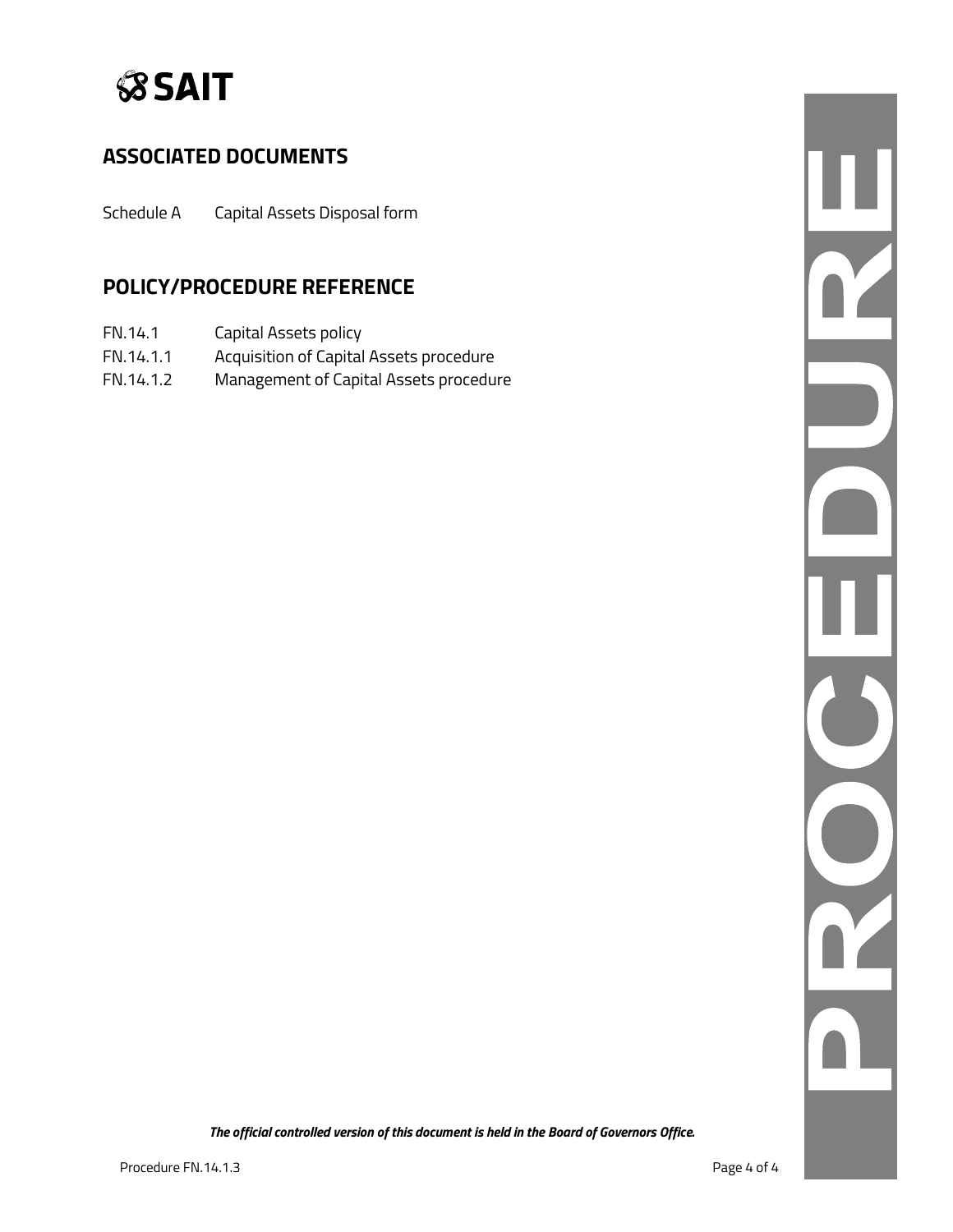## ASSOCIATED DOCUMENTS

| | |
|---|---|
| Schedule A | Capital Assets Disposal form |

## POLICY/PROCEDURE REFERENCE

| | |
|---|---|
| FN.14.1 | Capital Assets policy |
| FN.14.1.1 | Acquisition of Capital Assets procedure |
| FN.14.1.2 | Management of Capital Assets procedure |

***The official controlled version of this document is held in the Board of Governors Office.***